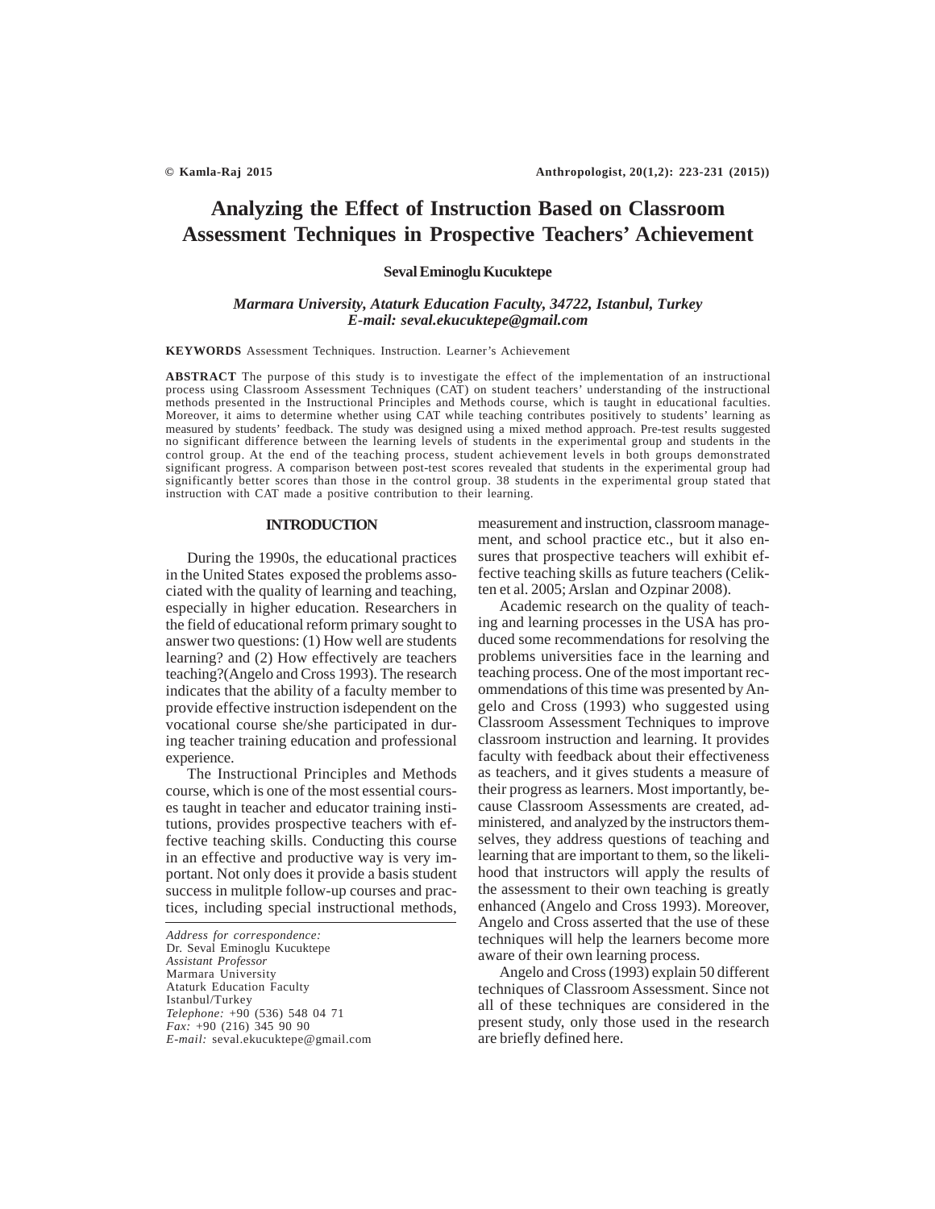# Analyzing the Effect of Instruction Based on Classroom Assessment Techniques in Prospective Teachers' Achievement

**Seval Eminoglu Kucuktepe**

***Marmara University, Ataturk Education Faculty, 34722, Istanbul, Turkey***
***E-mail: seval.ekucuktepe@gmail.com***

**KEYWORDS** Assessment Techniques. Instruction. Learner's Achievement

**ABSTRACT** The purpose of this study is to investigate the effect of the implementation of an instructional process using Classroom Assessment Techniques (CAT) on student teachers' understanding of the instructional methods presented in the Instructional Principles and Methods course, which is taught in educational faculties. Moreover, it aims to determine whether using CAT while teaching contributes positively to students' learning as measured by students' feedback. The study was designed using a mixed method approach. Pre-test results suggested no significant difference between the learning levels of students in the experimental group and students in the control group. At the end of the teaching process, student achievement levels in both groups demonstrated significant progress. A comparison between post-test scores revealed that students in the experimental group had significantly better scores than those in the control group. 38 students in the experimental group stated that instruction with CAT made a positive contribution to their learning.

## INTRODUCTION

During the 1990s, the educational practices in the United States exposed the problems associated with the quality of learning and teaching, especially in higher education. Researchers in the field of educational reform primary sought to answer two questions: (1) How well are students learning? and (2) How effectively are teachers teaching?(Angelo and Cross 1993). The research indicates that the ability of a faculty member to provide effective instruction isdependent on the vocational course she/she participated in during teacher training education and professional experience.

The Instructional Principles and Methods course, which is one of the most essential courses taught in teacher and educator training institutions, provides prospective teachers with effective teaching skills. Conducting this course in an effective and productive way is very important. Not only does it provide a basis student success in mulitple follow-up courses and practices, including special instructional methods, measurement and instruction, classroom management, and school practice etc., but it also ensures that prospective teachers will exhibit effective teaching skills as future teachers (Celikten et al. 2005; Arslan and Ozpinar 2008).

Academic research on the quality of teaching and learning processes in the USA has produced some recommendations for resolving the problems universities face in the learning and teaching process. One of the most important recommendations of this time was presented by Angelo and Cross (1993) who suggested using Classroom Assessment Techniques to improve classroom instruction and learning. It provides faculty with feedback about their effectiveness as teachers, and it gives students a measure of their progress as learners. Most importantly, because Classroom Assessments are created, administered, and analyzed by the instructors themselves, they address questions of teaching and learning that are important to them, so the likelihood that instructors will apply the results of the assessment to their own teaching is greatly enhanced (Angelo and Cross 1993). Moreover, Angelo and Cross asserted that the use of these techniques will help the learners become more aware of their own learning process.

Angelo and Cross (1993) explain 50 different techniques of Classroom Assessment. Since not all of these techniques are considered in the present study, only those used in the research are briefly defined here.

*Address for correspondence:*
Dr. Seval Eminoglu Kucuktepe
*Assistant Professor*
Marmara University
Ataturk Education Faculty
Istanbul/Turkey
*Telephone:* +90 (536) 548 04 71
*Fax:* +90 (216) 345 90 90
*E-mail:* seval.ekucuktepe@gmail.com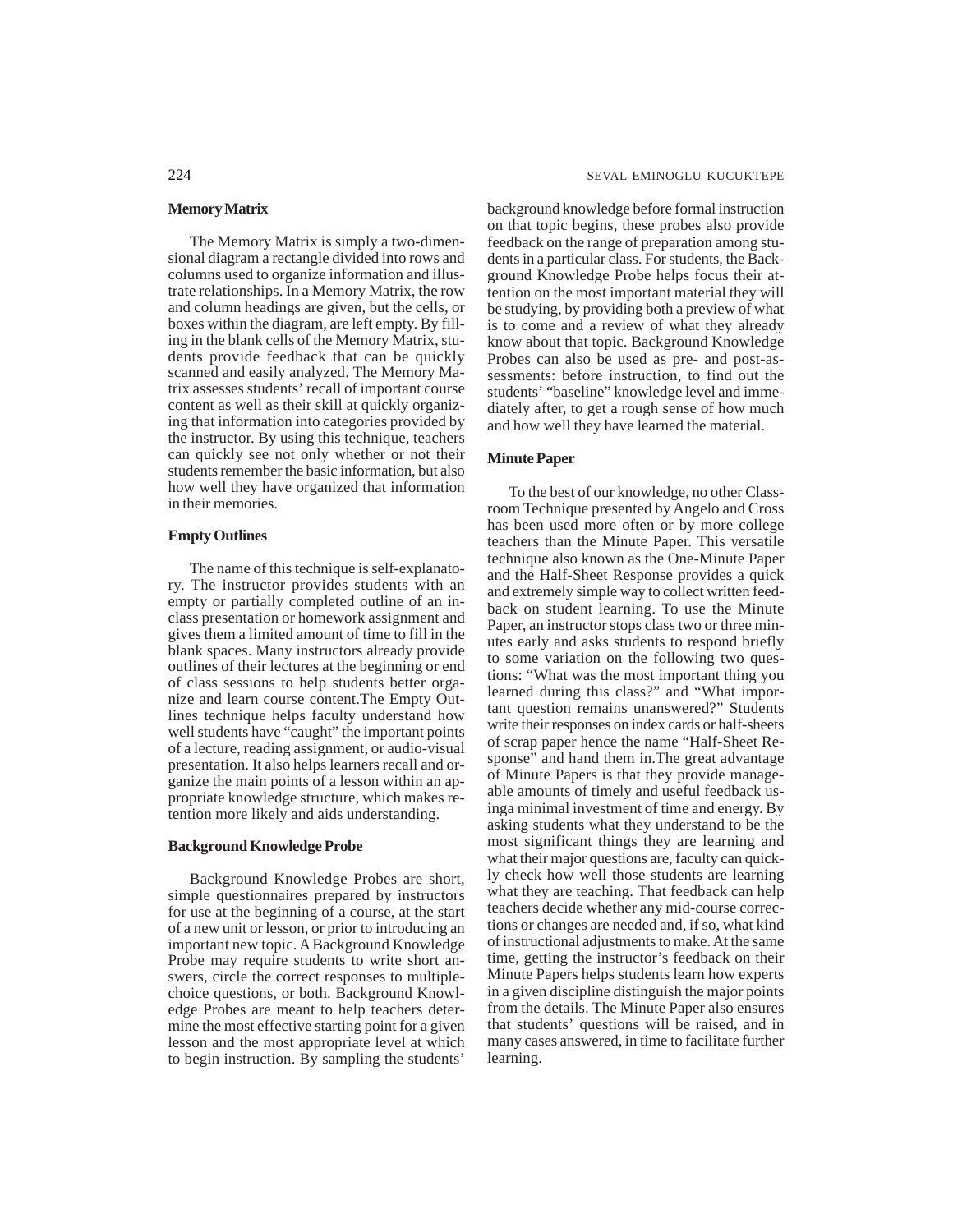### Memory Matrix

The Memory Matrix is simply a two-dimensional diagram a rectangle divided into rows and columns used to organize information and illustrate relationships. In a Memory Matrix, the row and column headings are given, but the cells, or boxes within the diagram, are left empty. By filling in the blank cells of the Memory Matrix, students provide feedback that can be quickly scanned and easily analyzed. The Memory Matrix assesses students' recall of important course content as well as their skill at quickly organizing that information into categories provided by the instructor. By using this technique, teachers can quickly see not only whether or not their students remember the basic information, but also how well they have organized that information in their memories.

### Empty Outlines

The name of this technique is self-explanatory. The instructor provides students with an empty or partially completed outline of an in-class presentation or homework assignment and gives them a limited amount of time to fill in the blank spaces. Many instructors already provide outlines of their lectures at the beginning or end of class sessions to help students better organize and learn course content.The Empty Outlines technique helps faculty understand how well students have "caught" the important points of a lecture, reading assignment, or audio-visual presentation. It also helps learners recall and organize the main points of a lesson within an appropriate knowledge structure, which makes retention more likely and aids understanding.

### Background Knowledge Probe

Background Knowledge Probes are short, simple questionnaires prepared by instructors for use at the beginning of a course, at the start of a new unit or lesson, or prior to introducing an important new topic. A Background Knowledge Probe may require students to write short answers, circle the correct responses to multiple-choice questions, or both. Background Knowledge Probes are meant to help teachers determine the most effective starting point for a given lesson and the most appropriate level at which to begin instruction. By sampling the students' background knowledge before formal instruction on that topic begins, these probes also provide feedback on the range of preparation among students in a particular class. For students, the Background Knowledge Probe helps focus their attention on the most important material they will be studying, by providing both a preview of what is to come and a review of what they already know about that topic. Background Knowledge Probes can also be used as pre- and post-assessments: before instruction, to find out the students' "baseline" knowledge level and immediately after, to get a rough sense of how much and how well they have learned the material.

### Minute Paper

To the best of our knowledge, no other Classroom Technique presented by Angelo and Cross has been used more often or by more college teachers than the Minute Paper. This versatile technique also known as the One-Minute Paper and the Half-Sheet Response provides a quick and extremely simple way to collect written feedback on student learning. To use the Minute Paper, an instructor stops class two or three minutes early and asks students to respond briefly to some variation on the following two questions: "What was the most important thing you learned during this class?" and "What important question remains unanswered?" Students write their responses on index cards or half-sheets of scrap paper hence the name "Half-Sheet Response" and hand them in.The great advantage of Minute Papers is that they provide manageable amounts of timely and useful feedback usinga minimal investment of time and energy. By asking students what they understand to be the most significant things they are learning and what their major questions are, faculty can quickly check how well those students are learning what they are teaching. That feedback can help teachers decide whether any mid-course corrections or changes are needed and, if so, what kind of instructional adjustments to make. At the same time, getting the instructor's feedback on their Minute Papers helps students learn how experts in a given discipline distinguish the major points from the details. The Minute Paper also ensures that students' questions will be raised, and in many cases answered, in time to facilitate further learning.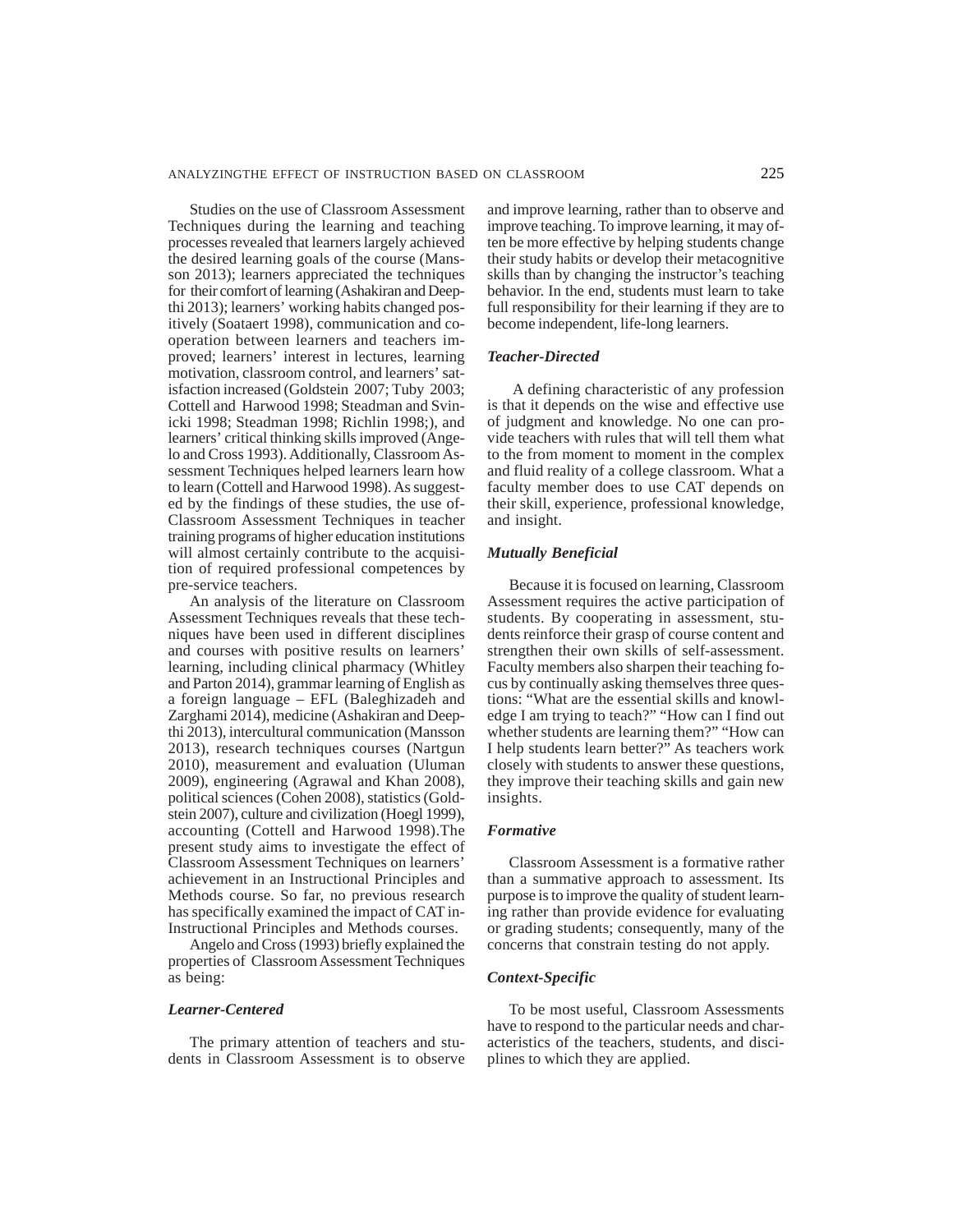Studies on the use of Classroom Assessment Techniques during the learning and teaching processes revealed that learners largely achieved the desired learning goals of the course (Mansson 2013); learners appreciated the techniques for their comfort of learning (Ashakiran and Deepthi 2013); learners' working habits changed positively (Soataert 1998), communication and cooperation between learners and teachers improved; learners' interest in lectures, learning motivation, classroom control, and learners' satisfaction increased (Goldstein 2007; Tuby 2003; Cottell and Harwood 1998; Steadman and Svinicki 1998; Steadman 1998; Richlin 1998;), and learners' critical thinking skills improved (Angelo and Cross 1993). Additionally, Classroom Assessment Techniques helped learners learn how to learn (Cottell and Harwood 1998). As suggested by the findings of these studies, the use of-Classroom Assessment Techniques in teacher training programs of higher education institutions will almost certainly contribute to the acquisition of required professional competences by pre-service teachers.

An analysis of the literature on Classroom Assessment Techniques reveals that these techniques have been used in different disciplines and courses with positive results on learners' learning, including clinical pharmacy (Whitley and Parton 2014), grammar learning of English as a foreign language – EFL (Baleghizadeh and Zarghami 2014), medicine (Ashakiran and Deepthi 2013), intercultural communication (Mansson 2013), research techniques courses (Nartgun 2010), measurement and evaluation (Uluman 2009), engineering (Agrawal and Khan 2008), political sciences (Cohen 2008), statistics (Goldstein 2007), culture and civilization (Hoegl 1999), accounting (Cottell and Harwood 1998).The present study aims to investigate the effect of Classroom Assessment Techniques on learners' achievement in an Instructional Principles and Methods course. So far, no previous research has specifically examined the impact of CAT in-Instructional Principles and Methods courses.

Angelo and Cross (1993) briefly explained the properties of Classroom Assessment Techniques as being:

### *Learner-Centered*

The primary attention of teachers and students in Classroom Assessment is to observe and improve learning, rather than to observe and improve teaching. To improve learning, it may often be more effective by helping students change their study habits or develop their metacognitive skills than by changing the instructor's teaching behavior. In the end, students must learn to take full responsibility for their learning if they are to become independent, life-long learners.

### *Teacher-Directed*

A defining characteristic of any profession is that it depends on the wise and effective use of judgment and knowledge. No one can provide teachers with rules that will tell them what to the from moment to moment in the complex and fluid reality of a college classroom. What a faculty member does to use CAT depends on their skill, experience, professional knowledge, and insight.

### *Mutually Beneficial*

Because it is focused on learning, Classroom Assessment requires the active participation of students. By cooperating in assessment, students reinforce their grasp of course content and strengthen their own skills of self-assessment. Faculty members also sharpen their teaching focus by continually asking themselves three questions: "What are the essential skills and knowledge I am trying to teach?" "How can I find out whether students are learning them?" "How can I help students learn better?" As teachers work closely with students to answer these questions, they improve their teaching skills and gain new insights.

### *Formative*

Classroom Assessment is a formative rather than a summative approach to assessment. Its purpose is to improve the quality of student learning rather than provide evidence for evaluating or grading students; consequently, many of the concerns that constrain testing do not apply.

### *Context-Specific*

To be most useful, Classroom Assessments have to respond to the particular needs and characteristics of the teachers, students, and disciplines to which they are applied.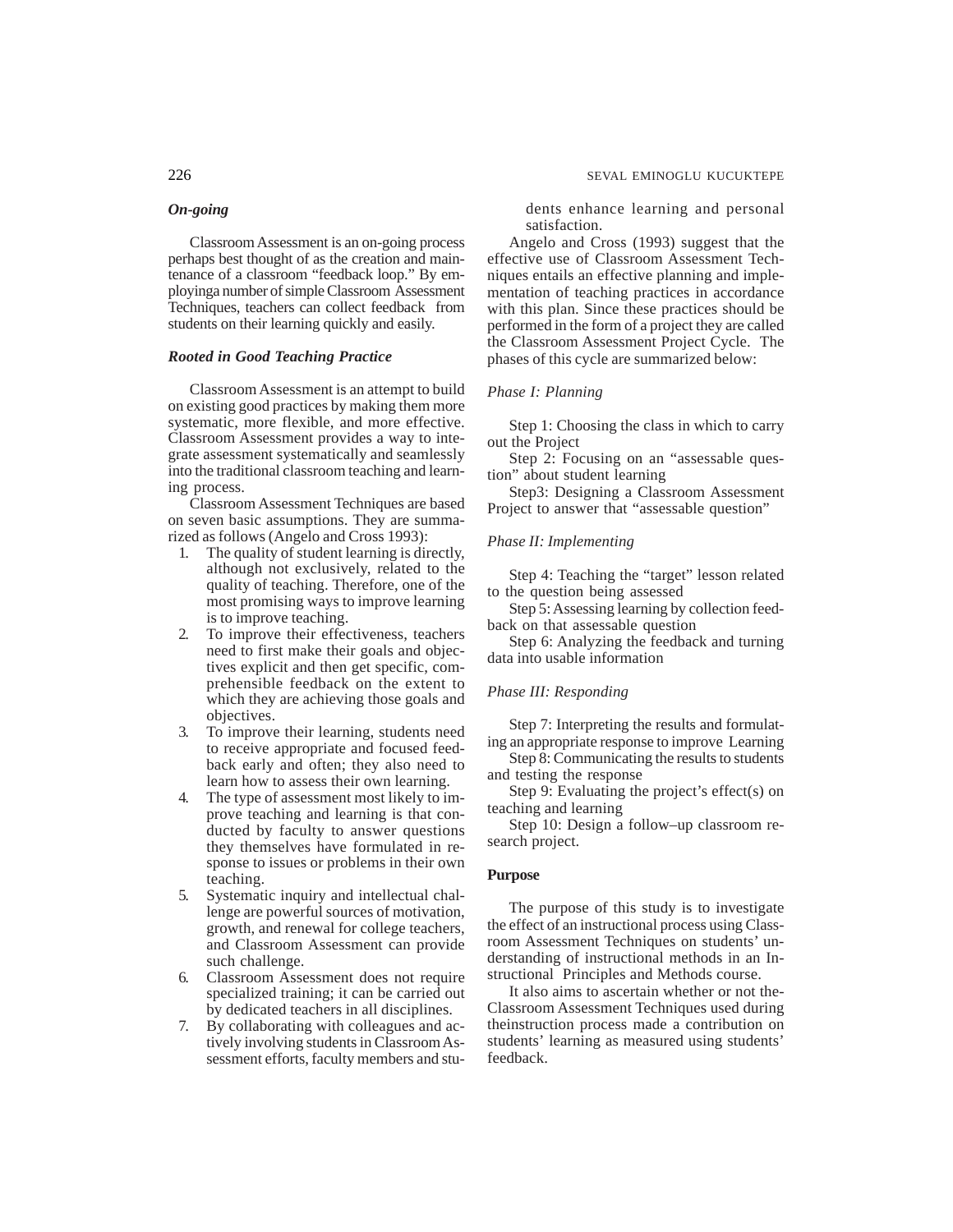### *On-going*

Classroom Assessment is an on-going process perhaps best thought of as the creation and maintenance of a classroom "feedback loop." By employinga number of simple Classroom Assessment Techniques, teachers can collect feedback from students on their learning quickly and easily.

### *Rooted in Good Teaching Practice*

Classroom Assessment is an attempt to build on existing good practices by making them more systematic, more flexible, and more effective. Classroom Assessment provides a way to integrate assessment systematically and seamlessly into the traditional classroom teaching and learning process.

Classroom Assessment Techniques are based on seven basic assumptions. They are summarized as follows (Angelo and Cross 1993):

1. The quality of student learning is directly, although not exclusively, related to the quality of teaching. Therefore, one of the most promising ways to improve learning is to improve teaching.
2. To improve their effectiveness, teachers need to first make their goals and objectives explicit and then get specific, comprehensible feedback on the extent to which they are achieving those goals and objectives.
3. To improve their learning, students need to receive appropriate and focused feedback early and often; they also need to learn how to assess their own learning.
4. The type of assessment most likely to improve teaching and learning is that conducted by faculty to answer questions they themselves have formulated in response to issues or problems in their own teaching.
5. Systematic inquiry and intellectual challenge are powerful sources of motivation, growth, and renewal for college teachers, and Classroom Assessment can provide such challenge.
6. Classroom Assessment does not require specialized training; it can be carried out by dedicated teachers in all disciplines.
7. By collaborating with colleagues and actively involving students in Classroom Assessment efforts, faculty members and students enhance learning and personal satisfaction.

Angelo and Cross (1993) suggest that the effective use of Classroom Assessment Techniques entails an effective planning and implementation of teaching practices in accordance with this plan. Since these practices should be performed in the form of a project they are called the Classroom Assessment Project Cycle. The phases of this cycle are summarized below:

*Phase I: Planning*

Step 1: Choosing the class in which to carry out the Project

Step 2: Focusing on an "assessable question" about student learning

Step3: Designing a Classroom Assessment Project to answer that "assessable question"

*Phase II: Implementing*

Step 4: Teaching the "target" lesson related to the question being assessed

Step 5: Assessing learning by collection feedback on that assessable question

Step 6: Analyzing the feedback and turning data into usable information

*Phase III: Responding*

Step 7: Interpreting the results and formulating an appropriate response to improve Learning

Step 8: Communicating the results to students and testing the response

Step 9: Evaluating the project's effect(s) on teaching and learning

Step 10: Design a follow–up classroom research project.

## Purpose

The purpose of this study is to investigate the effect of an instructional process using Classroom Assessment Techniques on students' understanding of instructional methods in an Instructional Principles and Methods course.

It also aims to ascertain whether or not the-Classroom Assessment Techniques used during theinstruction process made a contribution on students' learning as measured using students' feedback.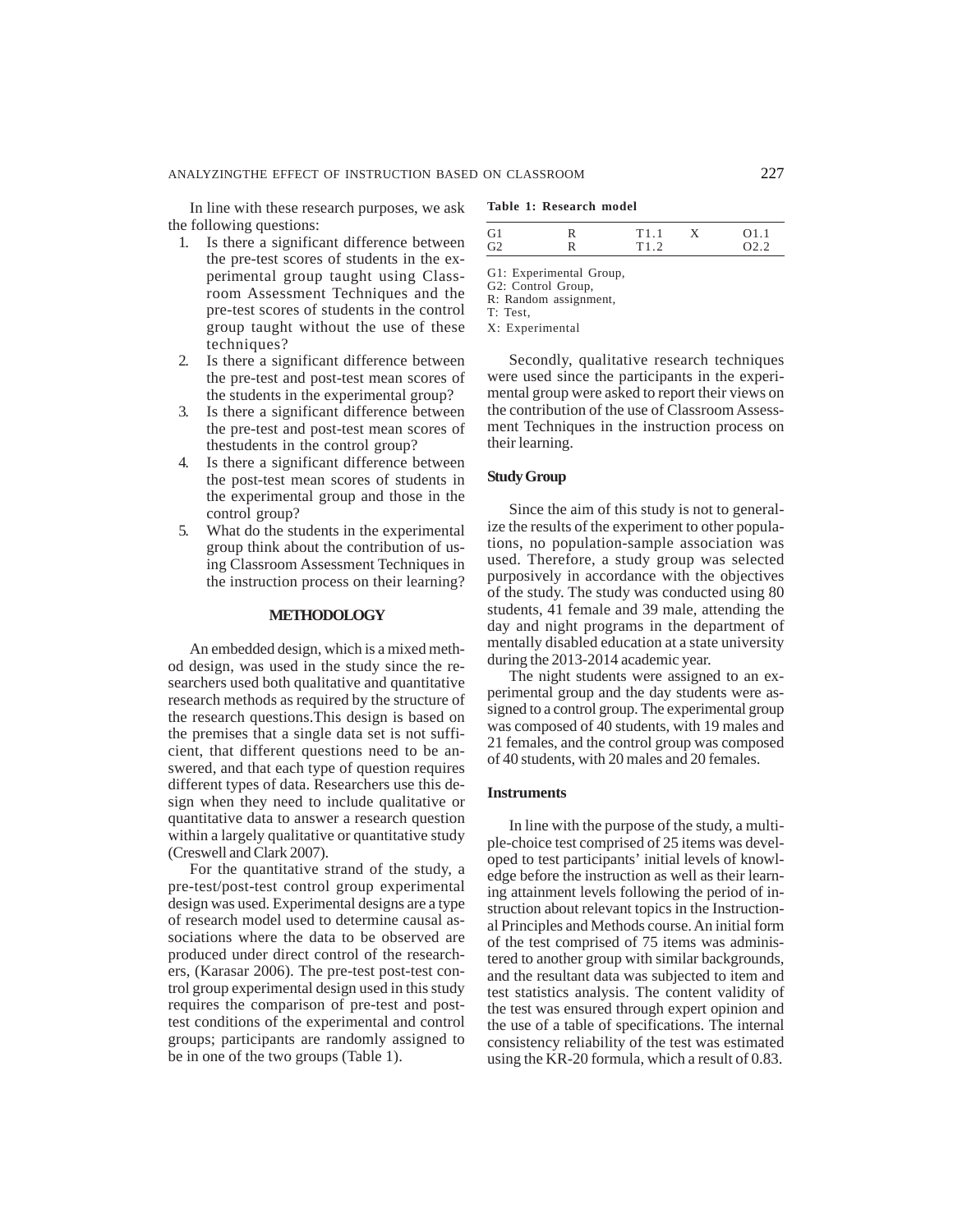In line with these research purposes, we ask the following questions:

1. Is there a significant difference between the pre-test scores of students in the experimental group taught using Classroom Assessment Techniques and the pre-test scores of students in the control group taught without the use of these techniques?
2. Is there a significant difference between the pre-test and post-test mean scores of the students in the experimental group?
3. Is there a significant difference between the pre-test and post-test mean scores of thestudents in the control group?
4. Is there a significant difference between the post-test mean scores of students in the experimental group and those in the control group?
5. What do the students in the experimental group think about the contribution of using Classroom Assessment Techniques in the instruction process on their learning?

## METHODOLOGY

An embedded design, which is a mixed method design, was used in the study since the researchers used both qualitative and quantitative research methods as required by the structure of the research questions.This design is based on the premises that a single data set is not sufficient, that different questions need to be answered, and that each type of question requires different types of data. Researchers use this design when they need to include qualitative or quantitative data to answer a research question within a largely qualitative or quantitative study (Creswell and Clark 2007).

For the quantitative strand of the study, a pre-test/post-test control group experimental design was used. Experimental designs are a type of research model used to determine causal associations where the data to be observed are produced under direct control of the researchers, (Karasar 2006). The pre-test post-test control group experimental design used in this study requires the comparison of pre-test and post-test conditions of the experimental and control groups; participants are randomly assigned to be in one of the two groups (Table 1).

**Table 1: Research model**

| | | | | |
|---|---|---|---|---|
| G1 | R | T1.1 | X | O1.1 |
| G2 | R | T1.2 | | O2.2 |

G1: Experimental Group,
G2: Control Group,
R: Random assignment,
T: Test,
X: Experimental

Secondly, qualitative research techniques were used since the participants in the experimental group were asked to report their views on the contribution of the use of Classroom Assessment Techniques in the instruction process on their learning.

### Study Group

Since the aim of this study is not to generalize the results of the experiment to other populations, no population-sample association was used. Therefore, a study group was selected purposively in accordance with the objectives of the study. The study was conducted using 80 students, 41 female and 39 male, attending the day and night programs in the department of mentally disabled education at a state university during the 2013-2014 academic year.

The night students were assigned to an experimental group and the day students were assigned to a control group. The experimental group was composed of 40 students, with 19 males and 21 females, and the control group was composed of 40 students, with 20 males and 20 females.

### Instruments

In line with the purpose of the study, a multiple-choice test comprised of 25 items was developed to test participants' initial levels of knowledge before the instruction as well as their learning attainment levels following the period of instruction about relevant topics in the Instructional Principles and Methods course. An initial form of the test comprised of 75 items was administered to another group with similar backgrounds, and the resultant data was subjected to item and test statistics analysis. The content validity of the test was ensured through expert opinion and the use of a table of specifications. The internal consistency reliability of the test was estimated using the KR-20 formula, which a result of 0.83.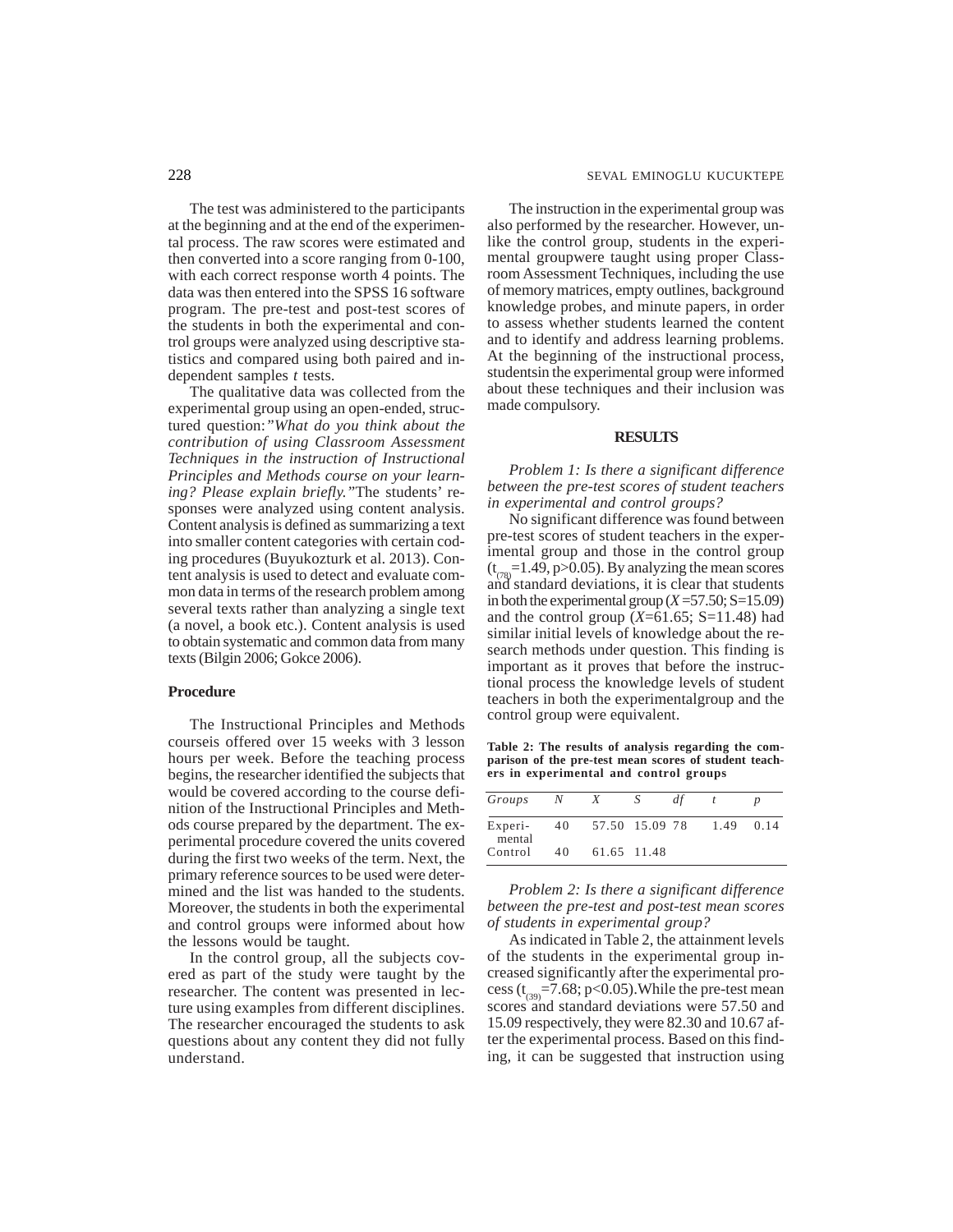The test was administered to the participants at the beginning and at the end of the experimental process. The raw scores were estimated and then converted into a score ranging from 0-100, with each correct response worth 4 points. The data was then entered into the SPSS 16 software program. The pre-test and post-test scores of the students in both the experimental and control groups were analyzed using descriptive statistics and compared using both paired and independent samples *t* tests.

The qualitative data was collected from the experimental group using an open-ended, structured question:*"What do you think about the contribution of using Classroom Assessment Techniques in the instruction of Instructional Principles and Methods course on your learning? Please explain briefly."*The students' responses were analyzed using content analysis. Content analysis is defined as summarizing a text into smaller content categories with certain coding procedures (Buyukozturk et al. 2013). Content analysis is used to detect and evaluate common data in terms of the research problem among several texts rather than analyzing a single text (a novel, a book etc.). Content analysis is used to obtain systematic and common data from many texts (Bilgin 2006; Gokce 2006).

**Procedure**

The Instructional Principles and Methods courseis offered over 15 weeks with 3 lesson hours per week. Before the teaching process begins, the researcher identified the subjects that would be covered according to the course definition of the Instructional Principles and Methods course prepared by the department. The experimental procedure covered the units covered during the first two weeks of the term. Next, the primary reference sources to be used were determined and the list was handed to the students. Moreover, the students in both the experimental and control groups were informed about how the lessons would be taught.

In the control group, all the subjects covered as part of the study were taught by the researcher. The content was presented in lecture using examples from different disciplines. The researcher encouraged the students to ask questions about any content they did not fully understand.

The instruction in the experimental group was also performed by the researcher. However, unlike the control group, students in the experimental groupwere taught using proper Classroom Assessment Techniques, including the use of memory matrices, empty outlines, background knowledge probes, and minute papers, in order to assess whether students learned the content and to identify and address learning problems. At the beginning of the instructional process, studentsin the experimental group were informed about these techniques and their inclusion was made compulsory.

## RESULTS

*Problem 1: Is there a significant difference between the pre-test scores of student teachers in experimental and control groups?*

No significant difference was found between pre-test scores of student teachers in the experimental group and those in the control group ($t_{(78)}$=1.49, p>0.05). By analyzing the mean scores and standard deviations, it is clear that students in both the experimental group ($X$=57.50; S=15.09) and the control group ($X$=61.65; S=11.48) had similar initial levels of knowledge about the research methods under question. This finding is important as it proves that before the instructional process the knowledge levels of student teachers in both the experimentalgroup and the control group were equivalent.

**Table 2: The results of analysis regarding the comparison of the pre-test mean scores of student teachers in experimental and control groups**

| *Groups* | *N* | *X* | *S* | *df* | *t* | *p* |
|---|---|---|---|---|---|---|
| Experimental | 40 | 57.50 | 15.09 | 78 | 1.49 | 0.14 |
| Control | 40 | 61.65 | 11.48 | | | |

*Problem 2: Is there a significant difference between the pre-test and post-test mean scores of students in experimental group?*

As indicated in Table 2, the attainment levels of the students in the experimental group increased significantly after the experimental process ($t_{(39)}$=7.68; p<0.05).While the pre-test mean scores and standard deviations were 57.50 and 15.09 respectively, they were 82.30 and 10.67 after the experimental process. Based on this finding, it can be suggested that instruction using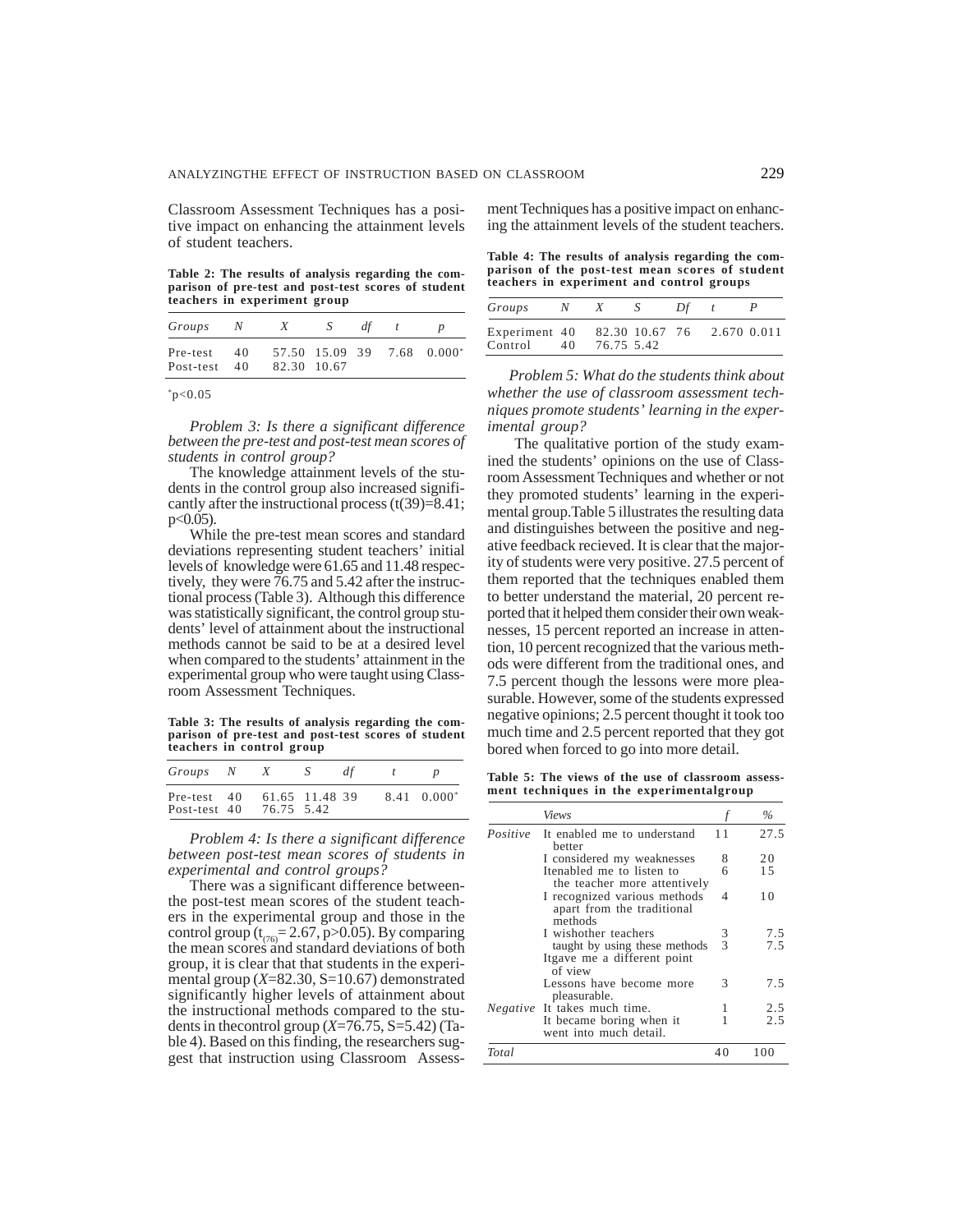Classroom Assessment Techniques has a positive impact on enhancing the attainment levels of student teachers.

**Table 2: The results of analysis regarding the comparison of pre-test and post-test scores of student teachers in experiment group**

| *Groups* | *N* | *X* | *S* | *df* | *t* | *p* |
|---|---|---|---|---|---|---|
| Pre-test | 40 | 57.50 | 15.09 | 39 | 7.68 | 0.000* |
| Post-test | 40 | 82.30 | 10.67 | | | |

*p<0.05

*Problem 3: Is there a significant difference between the pre-test and post-test mean scores of students in control group?*

The knowledge attainment levels of the students in the control group also increased significantly after the instructional process ($t(39)=8.41$; $p<0.05$).

While the pre-test mean scores and standard deviations representing student teachers' initial levels of knowledge were 61.65 and 11.48 respectively, they were 76.75 and 5.42 after the instructional process (Table 3). Although this difference was statistically significant, the control group students' level of attainment about the instructional methods cannot be said to be at a desired level when compared to the students' attainment in the experimental group who were taught using Classroom Assessment Techniques.

**Table 3: The results of analysis regarding the comparison of pre-test and post-test scores of student teachers in control group**

| *Groups* | *N* | *X* | *S* | *df* | *t* | *p* |
|---|---|---|---|---|---|---|
| Pre-test | 40 | 61.65 | 11.48 | 39 | 8.41 | 0.000* |
| Post-test | 40 | 76.75 | 5.42 | | | |

*Problem 4: Is there a significant difference between post-test mean scores of students in experimental and control groups?*

There was a significant difference betweenthe post-test mean scores of the student teachers in the experimental group and those in the control group ($t_{(76)}= 2.67$, $p>0.05$). By comparing the mean scores and standard deviations of both group, it is clear that that students in the experimental group (*X*=82.30, S=10.67) demonstrated significantly higher levels of attainment about the instructional methods compared to the students in thecontrol group (*X*=76.75, S=5.42) (Table 4). Based on this finding, the researchers suggest that instruction using Classroom Assessment Techniques has a positive impact on enhancing the attainment levels of the student teachers.

**Table 4: The results of analysis regarding the comparison of the post-test mean scores of student teachers in experiment and control groups**

| *Groups* | *N* | *X* | *S* | *Df* | *t* | *P* |
|---|---|---|---|---|---|---|
| Experiment | 40 | 82.30 | 10.67 | 76 | 2.670 | 0.011 |
| Control | 40 | 76.75 | 5.42 | | | |

*Problem 5: What do the students think about whether the use of classroom assessment techniques promote students' learning in the experimental group?*

The qualitative portion of the study examined the students' opinions on the use of Classroom Assessment Techniques and whether or not they promoted students' learning in the experimental group.Table 5 illustrates the resulting data and distinguishes between the positive and negative feedback recieved. It is clear that the majority of students were very positive. 27.5 percent of them reported that the techniques enabled them to better understand the material, 20 percent reported that it helped them consider their own weaknesses, 15 percent reported an increase in attention, 10 percent recognized that the various methods were different from the traditional ones, and 7.5 percent though the lessons were more pleasurable. However, some of the students expressed negative opinions; 2.5 percent thought it took too much time and 2.5 percent reported that they got bored when forced to go into more detail.

**Table 5: The views of the use of classroom assessment techniques in the experimentalgroup**

| | *Views* | *f* | *%* |
|---|---|---|---|
| *Positive* | It enabled me to understand better | 11 | 27.5 |
| | I considered my weaknesses | 8 | 20 |
| | Itenabled me to listen to the teacher more attentively | 6 | 15 |
| | I recognized various methods apart from the traditional methods | 4 | 10 |
| | I wishother teachers taught by using these methods | 3 | 7.5 |
| | Itgave me a different point of view | 3 | 7.5 |
| | Lessons have become more pleasurable. | 3 | 7.5 |
| *Negative* | It takes much time. | 1 | 2.5 |
| | It became boring when it went into much detail. | 1 | 2.5 |
| *Total* | | 40 | 100 |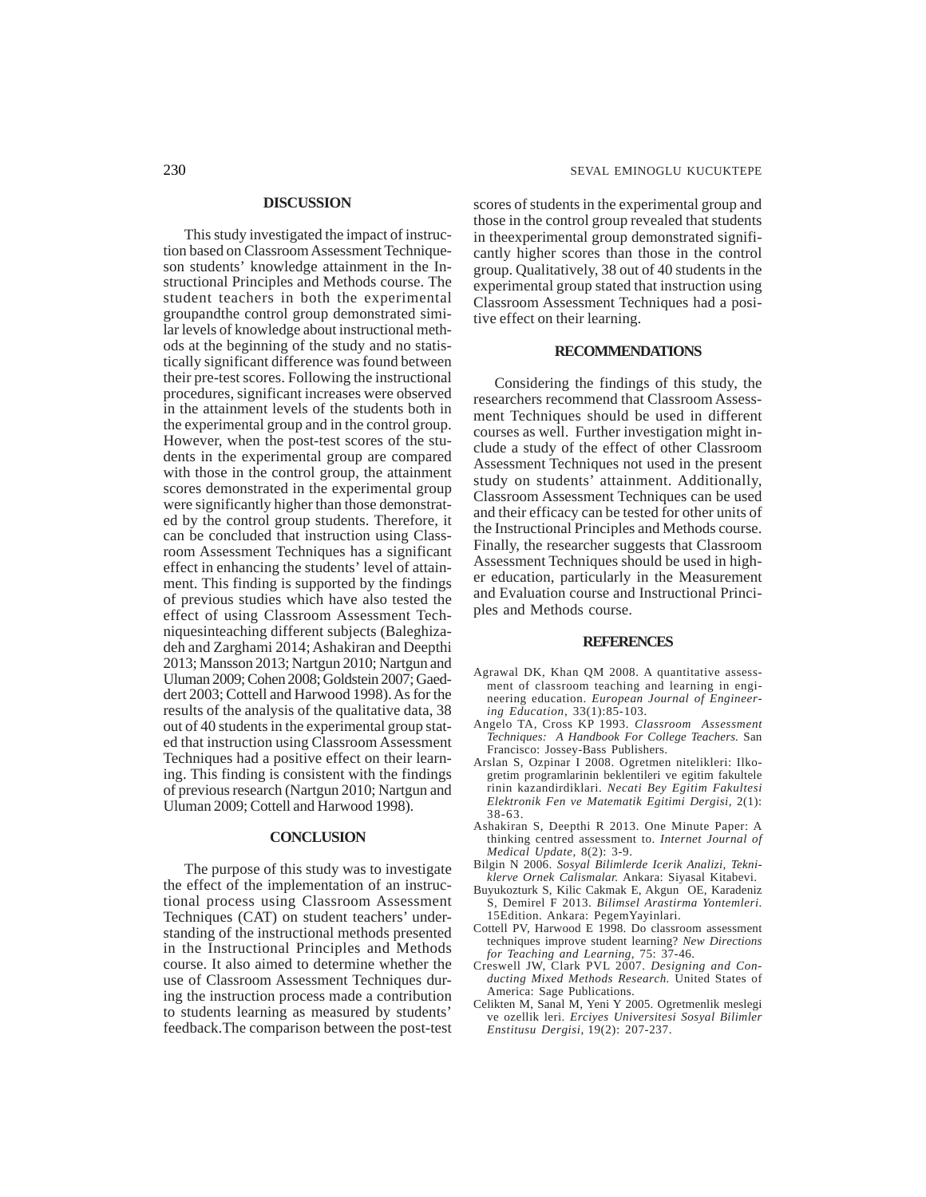## DISCUSSION

This study investigated the impact of instruction based on Classroom Assessment Techniqueson students' knowledge attainment in the Instructional Principles and Methods course. The student teachers in both the experimental groupandthe control group demonstrated similar levels of knowledge about instructional methods at the beginning of the study and no statistically significant difference was found between their pre-test scores. Following the instructional procedures, significant increases were observed in the attainment levels of the students both in the experimental group and in the control group. However, when the post-test scores of the students in the experimental group are compared with those in the control group, the attainment scores demonstrated in the experimental group were significantly higher than those demonstrated by the control group students. Therefore, it can be concluded that instruction using Classroom Assessment Techniques has a significant effect in enhancing the students' level of attainment. This finding is supported by the findings of previous studies which have also tested the effect of using Classroom Assessment Techniquesinteaching different subjects (Baleghizadeh and Zarghami 2014; Ashakiran and Deepthi 2013; Mansson 2013; Nartgun 2010; Nartgun and Uluman 2009; Cohen 2008; Goldstein 2007; Gaeddert 2003; Cottell and Harwood 1998). As for the results of the analysis of the qualitative data, 38 out of 40 students in the experimental group stated that instruction using Classroom Assessment Techniques had a positive effect on their learning. This finding is consistent with the findings of previous research (Nartgun 2010; Nartgun and Uluman 2009; Cottell and Harwood 1998).

## CONCLUSION

The purpose of this study was to investigate the effect of the implementation of an instructional process using Classroom Assessment Techniques (CAT) on student teachers' understanding of the instructional methods presented in the Instructional Principles and Methods course. It also aimed to determine whether the use of Classroom Assessment Techniques during the instruction process made a contribution to students learning as measured by students' feedback.The comparison between the post-test scores of students in the experimental group and those in the control group revealed that students in theexperimental group demonstrated significantly higher scores than those in the control group. Qualitatively, 38 out of 40 students in the experimental group stated that instruction using Classroom Assessment Techniques had a positive effect on their learning.

## RECOMMENDATIONS

Considering the findings of this study, the researchers recommend that Classroom Assessment Techniques should be used in different courses as well. Further investigation might include a study of the effect of other Classroom Assessment Techniques not used in the present study on students' attainment. Additionally, Classroom Assessment Techniques can be used and their efficacy can be tested for other units of the Instructional Principles and Methods course. Finally, the researcher suggests that Classroom Assessment Techniques should be used in higher education, particularly in the Measurement and Evaluation course and Instructional Principles and Methods course.

## REFERENCES

Agrawal DK, Khan QM 2008. A quantitative assessment of classroom teaching and learning in engineering education. *European Journal of Engineering Education*, 33(1):85-103.

Angelo TA, Cross KP 1993. *Classroom Assessment Techniques: A Handbook For College Teachers.* San Francisco: Jossey-Bass Publishers.

Arslan S, Ozpinar I 2008. Ogretmen nitelikleri: Ilkogretim programlarinin beklentileri ve egitim fakultele rinin kazandirdiklari. *Necati Bey Egitim Fakultesi Elektronik Fen ve Matematik Egitimi Dergisi*, 2(1): 38-63.

Ashakiran S, Deepthi R 2013. One Minute Paper: A thinking centred assessment to. *Internet Journal of Medical Update*, 8(2): 3-9.

Bilgin N 2006. *Sosyal Bilimlerde Icerik Analizi, Tekniklerve Ornek Calismalar.* Ankara: Siyasal Kitabevi.

Buyukozturk S, Kilic Cakmak E, Akgun OE, Karadeniz S, Demirel F 2013. *Bilimsel Arastirma Yontemleri.* 15Edition. Ankara: PegemYayinlari.

Cottell PV, Harwood E 1998. Do classroom assessment techniques improve student learning? *New Directions for Teaching and Learning*, 75: 37-46.

Creswell JW, Clark PVL 2007. *Designing and Conducting Mixed Methods Research.* United States of America: Sage Publications.

Celikten M, Sanal M, Yeni Y 2005. Ogretmenlik meslegi ve ozellik leri. *Erciyes Universitesi Sosyal Bilimler Enstitusu Dergisi*, 19(2): 207-237.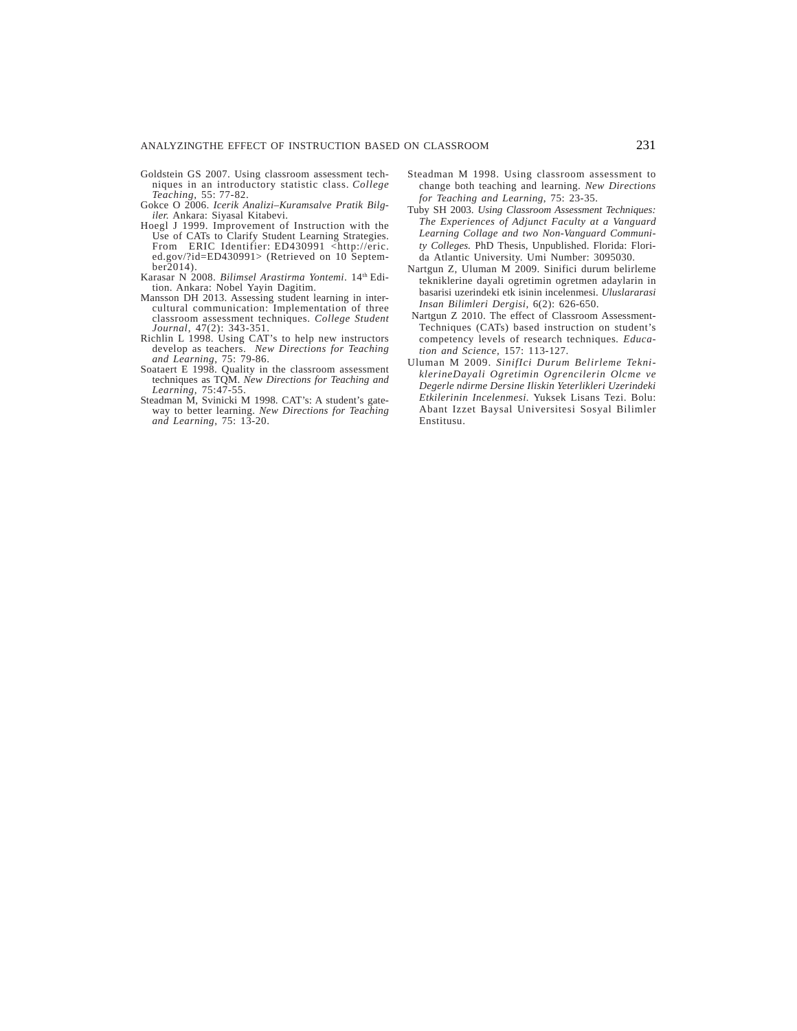Goldstein GS 2007. Using classroom assessment techniques in an introductory statistic class. *College Teaching*, 55: 77-82.

Gokce O 2006. *Icerik Analizi–Kuramsalve Pratik Bilgiler.* Ankara: Siyasal Kitabevi.

Hoegl J 1999. Improvement of Instruction with the Use of CATs to Clarify Student Learning Strategies. From ERIC Identifier: ED430991 <http://eric.ed.gov/?id=ED430991> (Retrieved on 10 September2014).

Karasar N 2008. *Bilimsel Arastirma Yontemi*. 14th Edition. Ankara: Nobel Yayin Dagitim.

Mansson DH 2013. Assessing student learning in intercultural communication: Implementation of three classroom assessment techniques. *College Student Journal*, 47(2): 343-351.

Richlin L 1998. Using CAT's to help new instructors develop as teachers. *New Directions for Teaching and Learning*, 75: 79-86.

Soataert E 1998. Quality in the classroom assessment techniques as TQM. *New Directions for Teaching and Learning*, 75:47-55.

Steadman M, Svinicki M 1998. CAT's: A student's gateway to better learning. *New Directions for Teaching and Learning*, 75: 13-20.

Steadman M 1998. Using classroom assessment to change both teaching and learning. *New Directions for Teaching and Learning*, 75: 23-35.

Tuby SH 2003. *Using Classroom Assessment Techniques: The Experiences of Adjunct Faculty at a Vanguard Learning Collage and two Non-Vanguard Community Colleges.* PhD Thesis, Unpublished. Florida: Florida Atlantic University. Umi Number: 3095030.

Nartgun Z, Uluman M 2009. Sinifici durum belirleme tekniklerine dayali ogretimin ogretmen adaylarin in basarisi uzerindeki etk isinin incelenmesi. *Uluslararasi Insan Bilimleri Dergisi*, 6(2): 626-650.

Nartgun Z 2010. The effect of Classroom Assessment-Techniques (CATs) based instruction on student's competency levels of research techniques. *Education and Science*, 157: 113-127.

Uluman M 2009. *SinifIci Durum Belirleme TekniklerineDayali Ogretimin Ogrencilerin Olcme ve Degerle ndirme Dersine Iliskin Yeterlikleri Uzerindeki Etkilerinin Incelenmesi.* Yuksek Lisans Tezi. Bolu: Abant Izzet Baysal Universitesi Sosyal Bilimler Enstitusu.